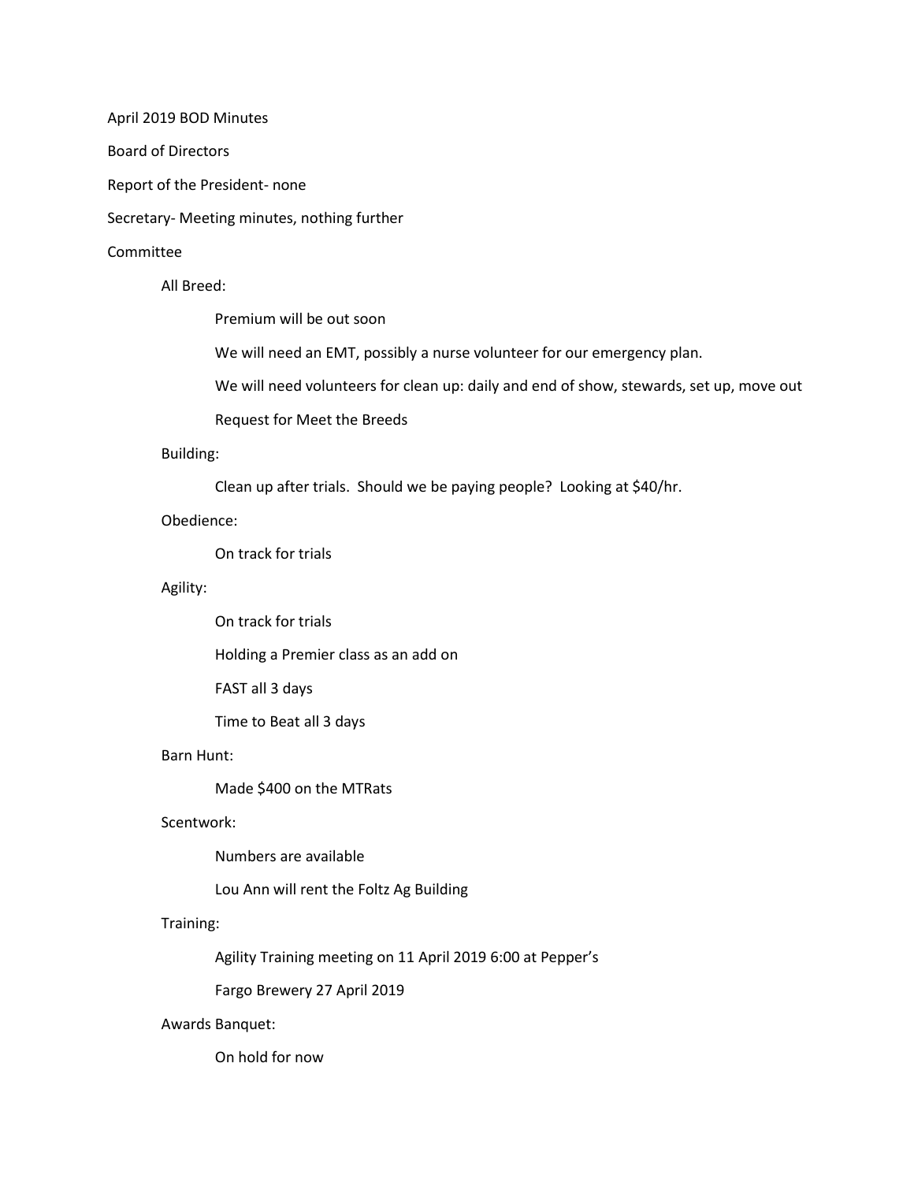April 2019 BOD Minutes

Board of Directors

Report of the President- none

Secretary- Meeting minutes, nothing further

Committee

- All Breed:
  - Premium will be out soon
  - We will need an EMT, possibly a nurse volunteer for our emergency plan.
  - We will need volunteers for clean up: daily and end of show, stewards, set up, move out
  - Request for Meet the Breeds
- Building:
  - Clean up after trials. Should we be paying people? Looking at $40/hr.
- Obedience:
  - On track for trials
- Agility:
  - On track for trials
  - Holding a Premier class as an add on
  - FAST all 3 days
  - Time to Beat all 3 days
- Barn Hunt:
  - Made $400 on the MTRats
- Scentwork:
  - Numbers are available
  - Lou Ann will rent the Foltz Ag Building
- Training:
  - Agility Training meeting on 11 April 2019 6:00 at Pepper's
  - Fargo Brewery 27 April 2019
- Awards Banquet:
  - On hold for now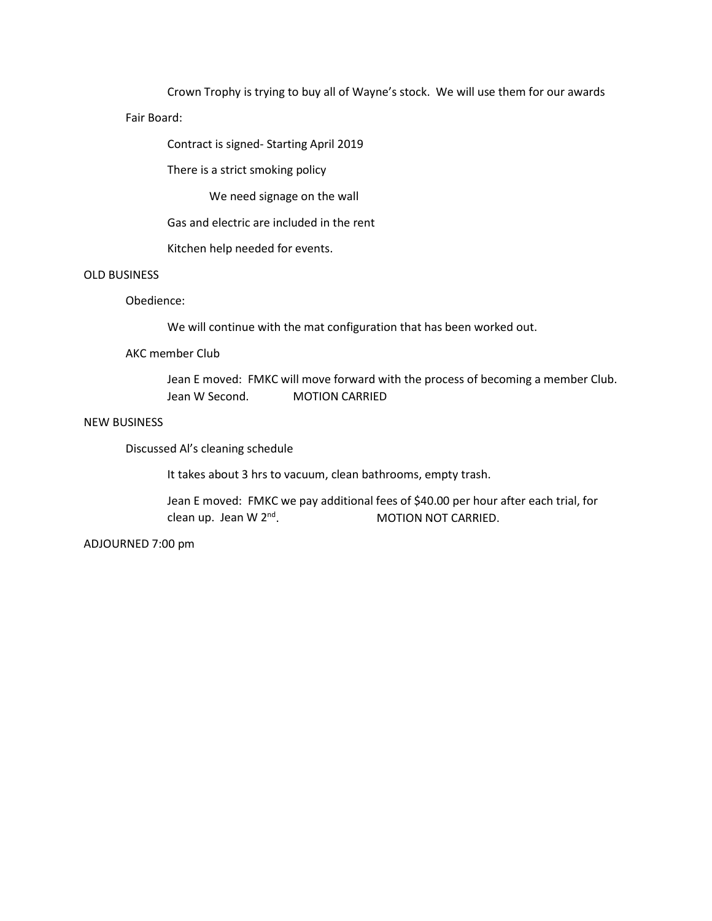Crown Trophy is trying to buy all of Wayne's stock. We will use them for our awards

Fair Board:

Contract is signed- Starting April 2019

There is a strict smoking policy

We need signage on the wall

Gas and electric are included in the rent

Kitchen help needed for events.

OLD BUSINESS

Obedience:

We will continue with the mat configuration that has been worked out.

AKC member Club

Jean E moved: FMKC will move forward with the process of becoming a member Club. Jean W Second. MOTION CARRIED

NEW BUSINESS

Discussed Al's cleaning schedule

It takes about 3 hrs to vacuum, clean bathrooms, empty trash.

Jean E moved: FMKC we pay additional fees of $40.00 per hour after each trial, for clean up. Jean W 2nd. MOTION NOT CARRIED.

ADJOURNED 7:00 pm